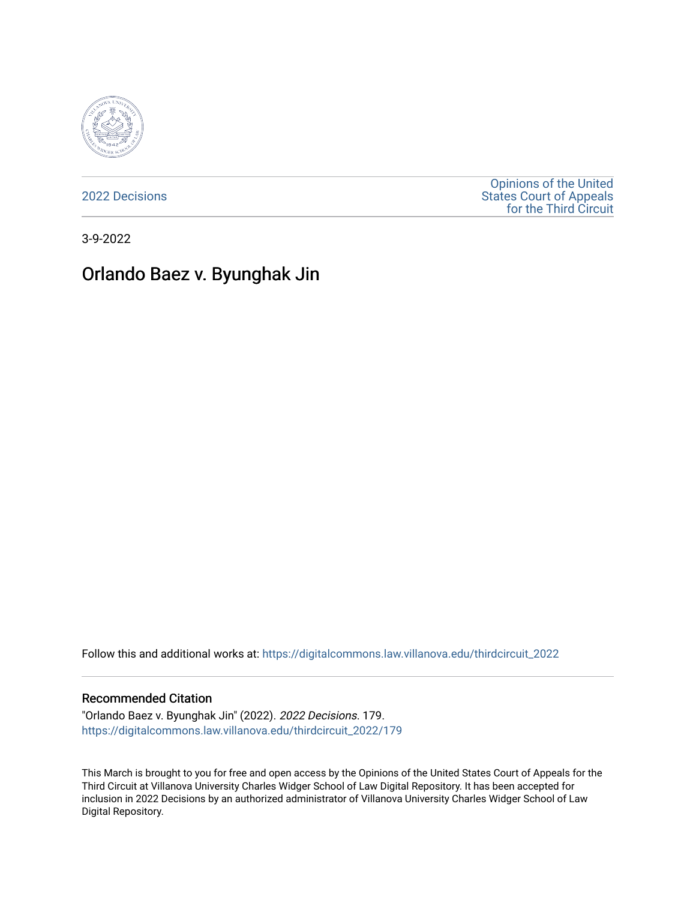2022 Decisions

Opinions of the United States Court of Appeals for the Third Circuit

3-9-2022

# Orlando Baez v. Byunghak Jin

Follow this and additional works at: https://digitalcommons.law.villanova.edu/thirdcircuit_2022

## Recommended Citation

"Orlando Baez v. Byunghak Jin" (2022). *2022 Decisions*. 179.
https://digitalcommons.law.villanova.edu/thirdcircuit_2022/179

This March is brought to you for free and open access by the Opinions of the United States Court of Appeals for the Third Circuit at Villanova University Charles Widger School of Law Digital Repository. It has been accepted for inclusion in 2022 Decisions by an authorized administrator of Villanova University Charles Widger School of Law Digital Repository.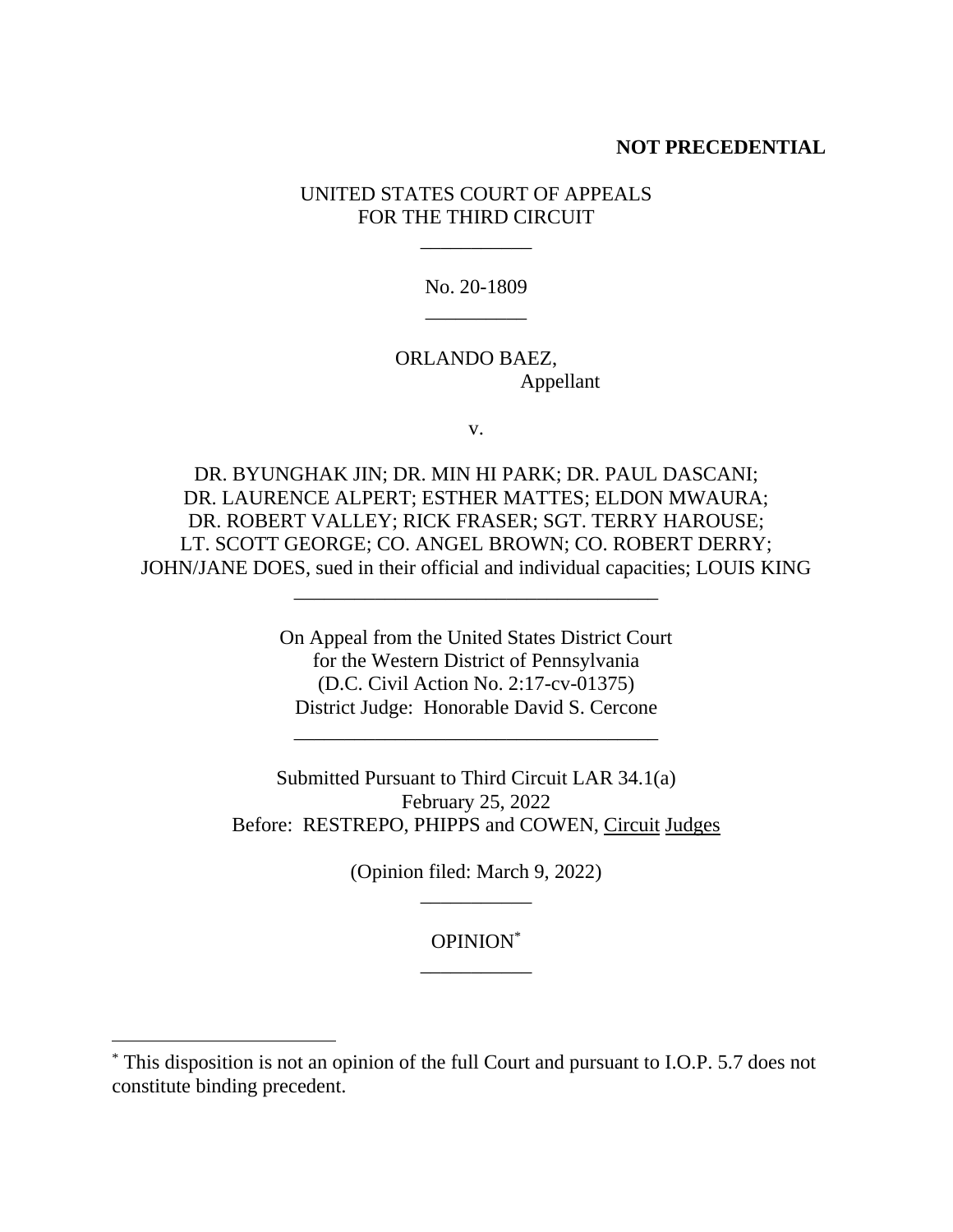**NOT PRECEDENTIAL**

UNITED STATES COURT OF APPEALS
FOR THE THIRD CIRCUIT

\_\_\_\_\_\_\_\_\_\_\_

No. 20-1809

\_\_\_\_\_\_\_\_\_\_

ORLANDO BAEZ,
Appellant

v.

DR. BYUNGHAK JIN; DR. MIN HI PARK; DR. PAUL DASCANI; DR. LAURENCE ALPERT; ESTHER MATTES; ELDON MWAURA; DR. ROBERT VALLEY; RICK FRASER; SGT. TERRY HAROUSE; LT. SCOTT GEORGE; CO. ANGEL BROWN; CO. ROBERT DERRY; JOHN/JANE DOES, sued in their official and individual capacities; LOUIS KING

\_\_\_\_\_\_\_\_\_\_\_\_\_\_\_\_\_\_\_\_\_\_\_\_\_\_\_\_\_\_\_\_\_\_\_\_

On Appeal from the United States District Court
for the Western District of Pennsylvania
(D.C. Civil Action No. 2:17-cv-01375)
District Judge: Honorable David S. Cercone

\_\_\_\_\_\_\_\_\_\_\_\_\_\_\_\_\_\_\_\_\_\_\_\_\_\_\_\_\_\_\_\_\_\_\_\_

Submitted Pursuant to Third Circuit LAR 34.1(a)
February 25, 2022
Before: RESTREPO, PHIPPS and COWEN, Circuit Judges

(Opinion filed: March 9, 2022)

\_\_\_\_\_\_\_\_\_\_\_

OPINION[*]

\_\_\_\_\_\_\_\_\_\_\_

[*] This disposition is not an opinion of the full Court and pursuant to I.O.P. 5.7 does not constitute binding precedent.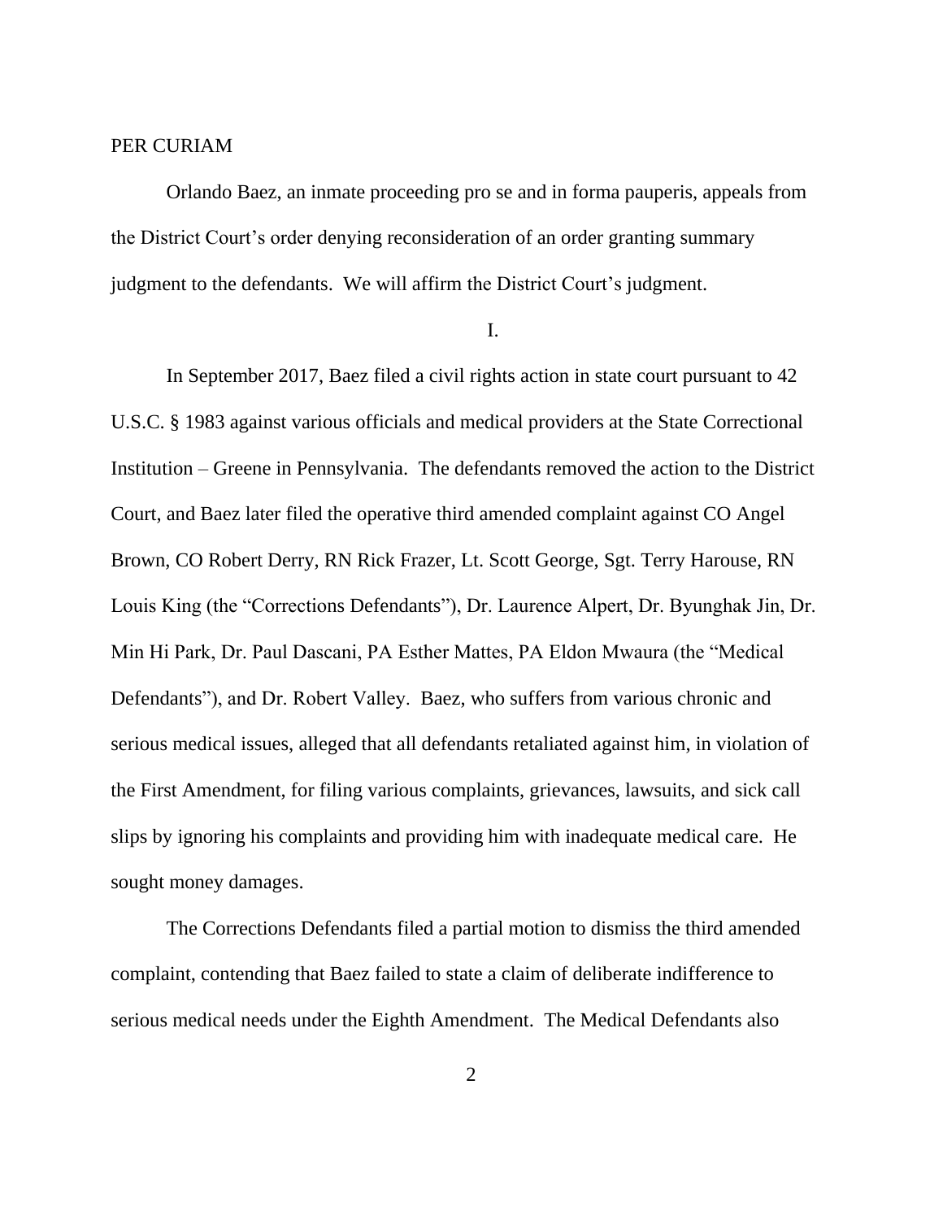PER CURIAM

Orlando Baez, an inmate proceeding pro se and in forma pauperis, appeals from the District Court's order denying reconsideration of an order granting summary judgment to the defendants. We will affirm the District Court's judgment.

I.

In September 2017, Baez filed a civil rights action in state court pursuant to 42 U.S.C. § 1983 against various officials and medical providers at the State Correctional Institution – Greene in Pennsylvania. The defendants removed the action to the District Court, and Baez later filed the operative third amended complaint against CO Angel Brown, CO Robert Derry, RN Rick Frazer, Lt. Scott George, Sgt. Terry Harouse, RN Louis King (the "Corrections Defendants"), Dr. Laurence Alpert, Dr. Byunghak Jin, Dr. Min Hi Park, Dr. Paul Dascani, PA Esther Mattes, PA Eldon Mwaura (the "Medical Defendants"), and Dr. Robert Valley. Baez, who suffers from various chronic and serious medical issues, alleged that all defendants retaliated against him, in violation of the First Amendment, for filing various complaints, grievances, lawsuits, and sick call slips by ignoring his complaints and providing him with inadequate medical care. He sought money damages.

The Corrections Defendants filed a partial motion to dismiss the third amended complaint, contending that Baez failed to state a claim of deliberate indifference to serious medical needs under the Eighth Amendment. The Medical Defendants also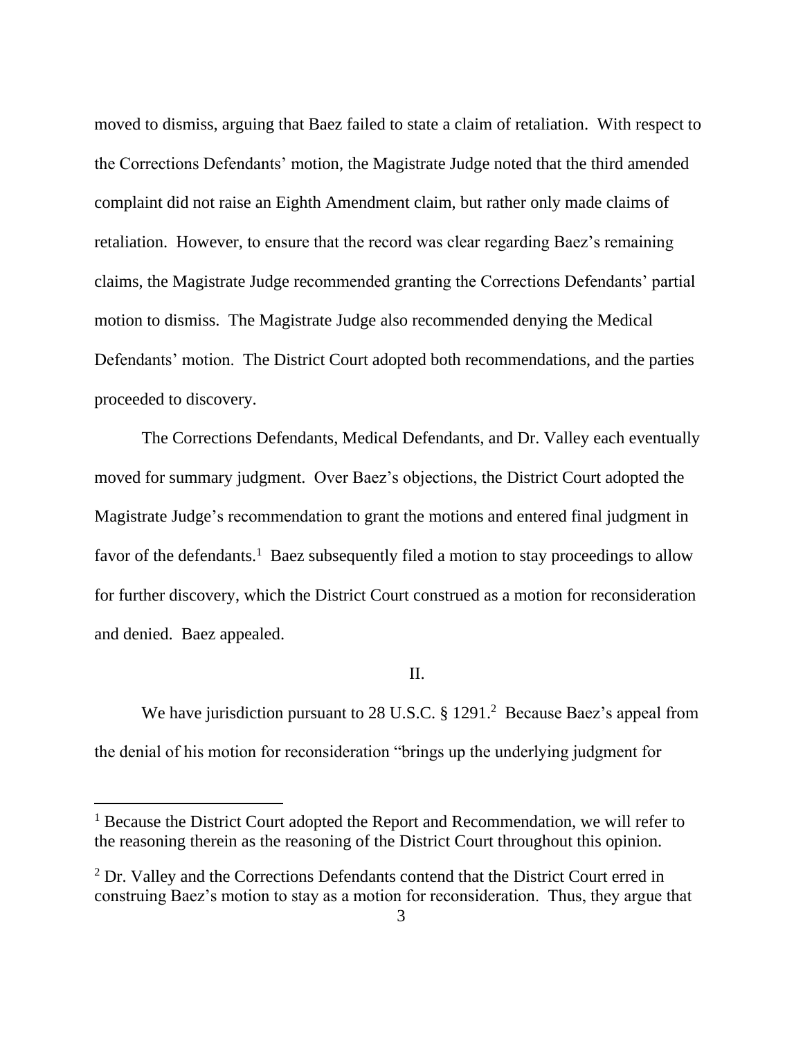moved to dismiss, arguing that Baez failed to state a claim of retaliation. With respect to the Corrections Defendants' motion, the Magistrate Judge noted that the third amended complaint did not raise an Eighth Amendment claim, but rather only made claims of retaliation. However, to ensure that the record was clear regarding Baez's remaining claims, the Magistrate Judge recommended granting the Corrections Defendants' partial motion to dismiss. The Magistrate Judge also recommended denying the Medical Defendants' motion. The District Court adopted both recommendations, and the parties proceeded to discovery.

The Corrections Defendants, Medical Defendants, and Dr. Valley each eventually moved for summary judgment. Over Baez's objections, the District Court adopted the Magistrate Judge's recommendation to grant the motions and entered final judgment in favor of the defendants.[1] Baez subsequently filed a motion to stay proceedings to allow for further discovery, which the District Court construed as a motion for reconsideration and denied. Baez appealed.

## II.

We have jurisdiction pursuant to 28 U.S.C. § 1291.[2] Because Baez's appeal from the denial of his motion for reconsideration "brings up the underlying judgment for

---

[1] Because the District Court adopted the Report and Recommendation, we will refer to the reasoning therein as the reasoning of the District Court throughout this opinion.

[2] Dr. Valley and the Corrections Defendants contend that the District Court erred in construing Baez's motion to stay as a motion for reconsideration. Thus, they argue that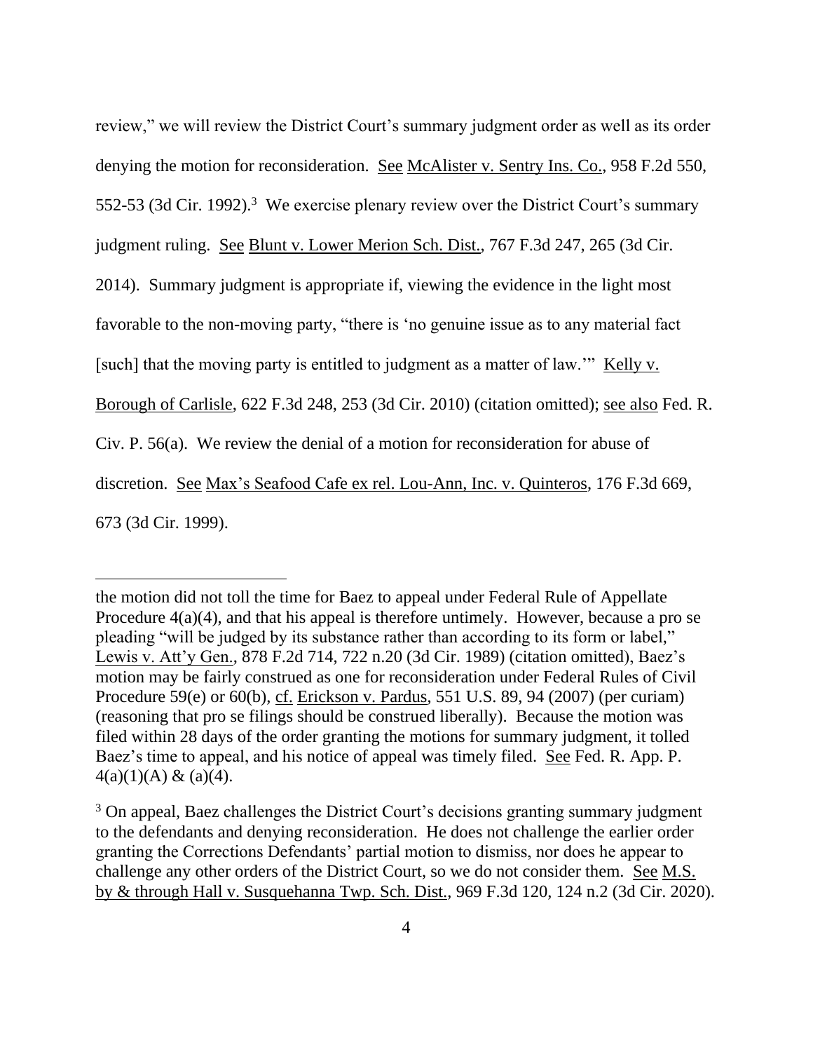review," we will review the District Court's summary judgment order as well as its order denying the motion for reconsideration. See McAlister v. Sentry Ins. Co., 958 F.2d 550, 552-53 (3d Cir. 1992).[3] We exercise plenary review over the District Court's summary judgment ruling. See Blunt v. Lower Merion Sch. Dist., 767 F.3d 247, 265 (3d Cir. 2014). Summary judgment is appropriate if, viewing the evidence in the light most favorable to the non-moving party, "there is 'no genuine issue as to any material fact [such] that the moving party is entitled to judgment as a matter of law.'" Kelly v. Borough of Carlisle, 622 F.3d 248, 253 (3d Cir. 2010) (citation omitted); see also Fed. R. Civ. P. 56(a). We review the denial of a motion for reconsideration for abuse of discretion. See Max's Seafood Cafe ex rel. Lou-Ann, Inc. v. Quinteros, 176 F.3d 669, 673 (3d Cir. 1999).

---

the motion did not toll the time for Baez to appeal under Federal Rule of Appellate Procedure 4(a)(4), and that his appeal is therefore untimely. However, because a pro se pleading "will be judged by its substance rather than according to its form or label," Lewis v. Att'y Gen., 878 F.2d 714, 722 n.20 (3d Cir. 1989) (citation omitted), Baez's motion may be fairly construed as one for reconsideration under Federal Rules of Civil Procedure 59(e) or 60(b), cf. Erickson v. Pardus, 551 U.S. 89, 94 (2007) (per curiam) (reasoning that pro se filings should be construed liberally). Because the motion was filed within 28 days of the order granting the motions for summary judgment, it tolled Baez's time to appeal, and his notice of appeal was timely filed. See Fed. R. App. P. 4(a)(1)(A) & (a)(4).

[3] On appeal, Baez challenges the District Court's decisions granting summary judgment to the defendants and denying reconsideration. He does not challenge the earlier order granting the Corrections Defendants' partial motion to dismiss, nor does he appear to challenge any other orders of the District Court, so we do not consider them. See M.S. by & through Hall v. Susquehanna Twp. Sch. Dist., 969 F.3d 120, 124 n.2 (3d Cir. 2020).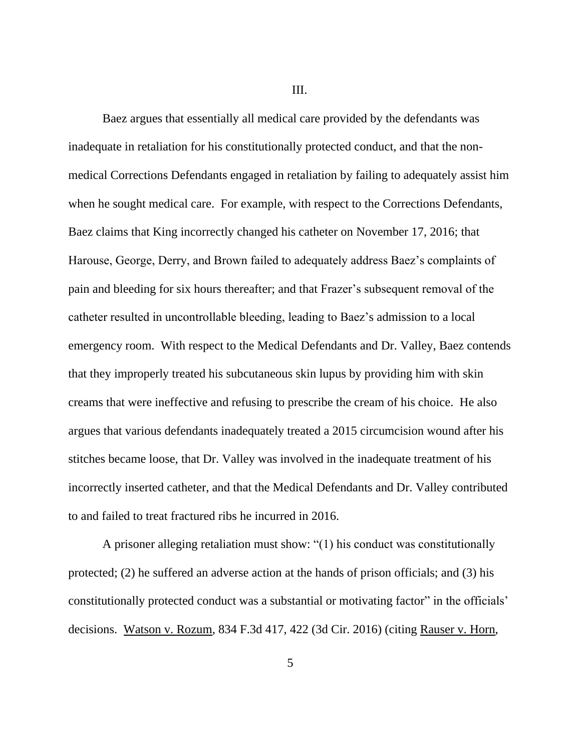III.

Baez argues that essentially all medical care provided by the defendants was inadequate in retaliation for his constitutionally protected conduct, and that the non-medical Corrections Defendants engaged in retaliation by failing to adequately assist him when he sought medical care. For example, with respect to the Corrections Defendants, Baez claims that King incorrectly changed his catheter on November 17, 2016; that Harouse, George, Derry, and Brown failed to adequately address Baez's complaints of pain and bleeding for six hours thereafter; and that Frazer's subsequent removal of the catheter resulted in uncontrollable bleeding, leading to Baez's admission to a local emergency room. With respect to the Medical Defendants and Dr. Valley, Baez contends that they improperly treated his subcutaneous skin lupus by providing him with skin creams that were ineffective and refusing to prescribe the cream of his choice. He also argues that various defendants inadequately treated a 2015 circumcision wound after his stitches became loose, that Dr. Valley was involved in the inadequate treatment of his incorrectly inserted catheter, and that the Medical Defendants and Dr. Valley contributed to and failed to treat fractured ribs he incurred in 2016.

A prisoner alleging retaliation must show: "(1) his conduct was constitutionally protected; (2) he suffered an adverse action at the hands of prison officials; and (3) his constitutionally protected conduct was a substantial or motivating factor" in the officials' decisions. Watson v. Rozum, 834 F.3d 417, 422 (3d Cir. 2016) (citing Rauser v. Horn,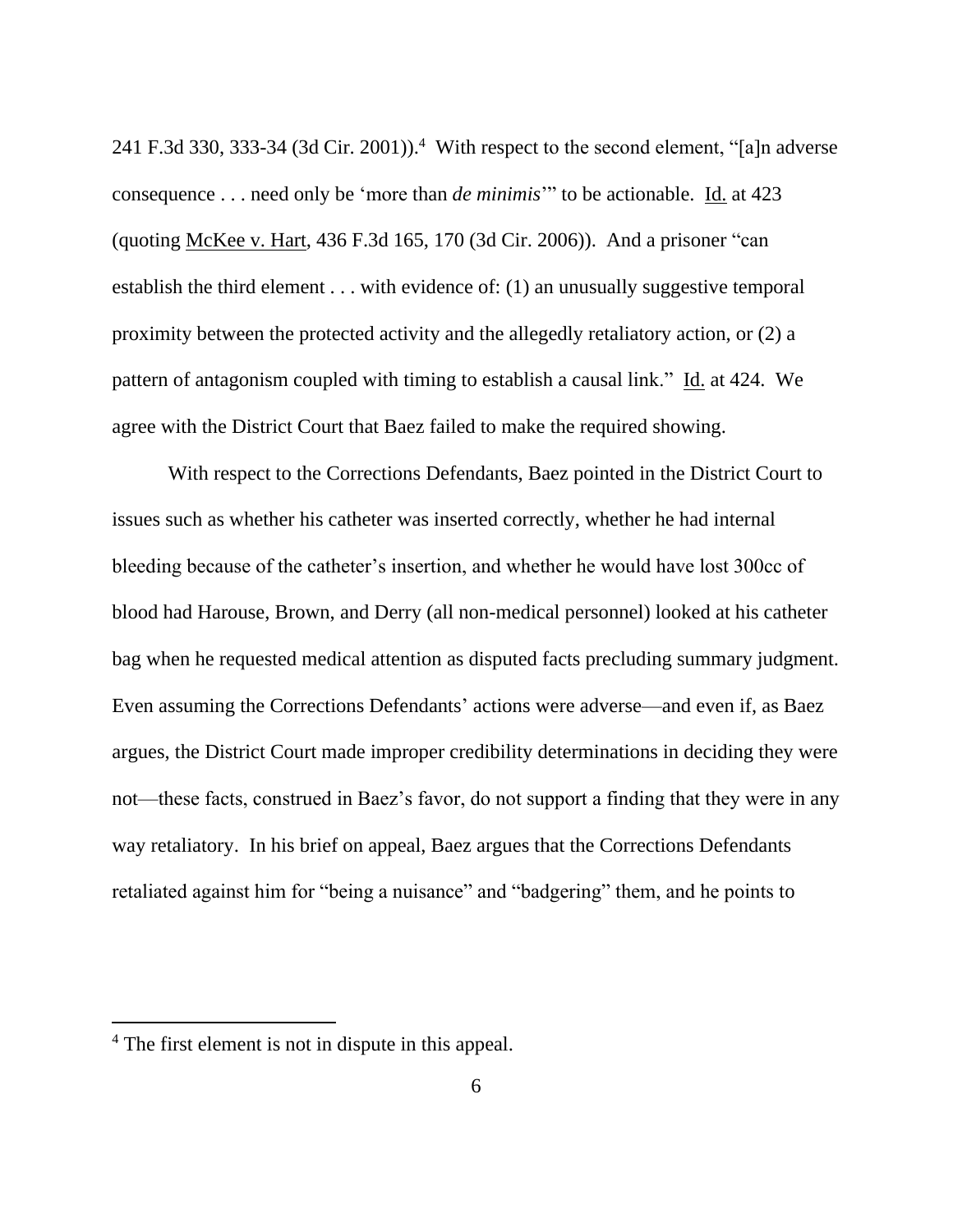241 F.3d 330, 333-34 (3d Cir. 2001)).[4] With respect to the second element, "[a]n adverse consequence . . . need only be 'more than *de minimis*'" to be actionable. Id. at 423 (quoting McKee v. Hart, 436 F.3d 165, 170 (3d Cir. 2006)). And a prisoner "can establish the third element . . . with evidence of: (1) an unusually suggestive temporal proximity between the protected activity and the allegedly retaliatory action, or (2) a pattern of antagonism coupled with timing to establish a causal link." Id. at 424. We agree with the District Court that Baez failed to make the required showing.

With respect to the Corrections Defendants, Baez pointed in the District Court to issues such as whether his catheter was inserted correctly, whether he had internal bleeding because of the catheter's insertion, and whether he would have lost 300cc of blood had Harouse, Brown, and Derry (all non-medical personnel) looked at his catheter bag when he requested medical attention as disputed facts precluding summary judgment. Even assuming the Corrections Defendants' actions were adverse—and even if, as Baez argues, the District Court made improper credibility determinations in deciding they were not—these facts, construed in Baez's favor, do not support a finding that they were in any way retaliatory. In his brief on appeal, Baez argues that the Corrections Defendants retaliated against him for "being a nuisance" and "badgering" them, and he points to

---

[4] The first element is not in dispute in this appeal.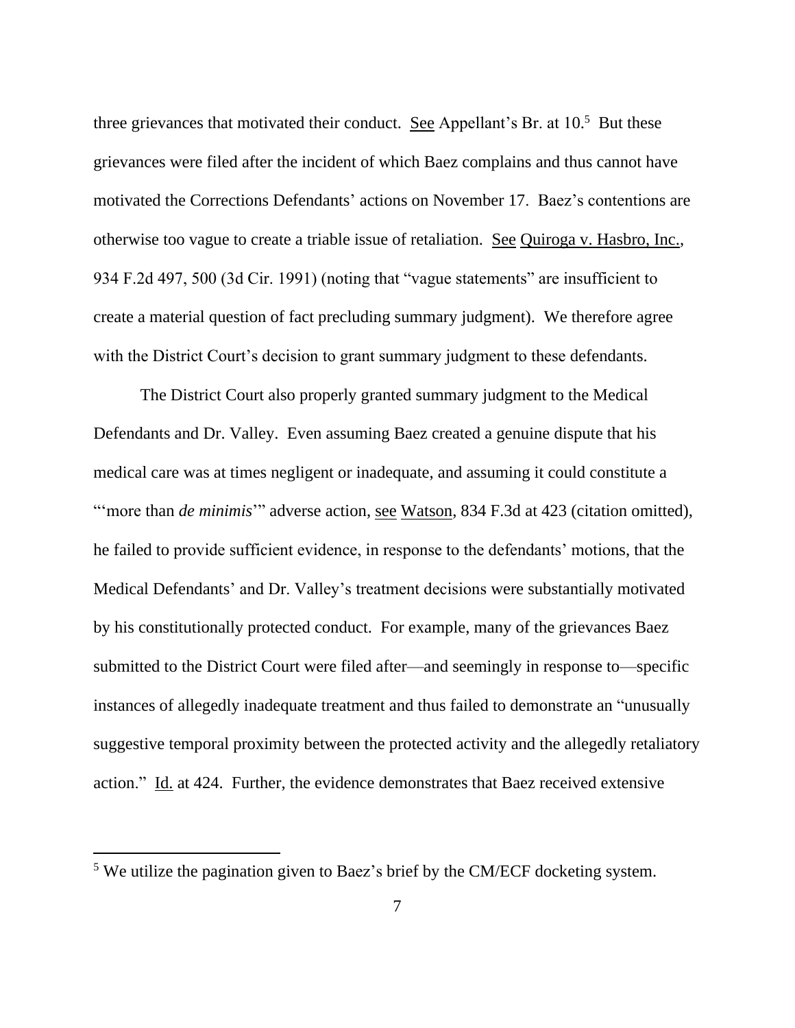three grievances that motivated their conduct. See Appellant's Br. at 10.[5] But these grievances were filed after the incident of which Baez complains and thus cannot have motivated the Corrections Defendants' actions on November 17. Baez's contentions are otherwise too vague to create a triable issue of retaliation. See Quiroga v. Hasbro, Inc., 934 F.2d 497, 500 (3d Cir. 1991) (noting that "vague statements" are insufficient to create a material question of fact precluding summary judgment). We therefore agree with the District Court's decision to grant summary judgment to these defendants.

The District Court also properly granted summary judgment to the Medical Defendants and Dr. Valley. Even assuming Baez created a genuine dispute that his medical care was at times negligent or inadequate, and assuming it could constitute a "'more than *de minimis*'" adverse action, see Watson, 834 F.3d at 423 (citation omitted), he failed to provide sufficient evidence, in response to the defendants' motions, that the Medical Defendants' and Dr. Valley's treatment decisions were substantially motivated by his constitutionally protected conduct. For example, many of the grievances Baez submitted to the District Court were filed after—and seemingly in response to—specific instances of allegedly inadequate treatment and thus failed to demonstrate an "unusually suggestive temporal proximity between the protected activity and the allegedly retaliatory action." Id. at 424. Further, the evidence demonstrates that Baez received extensive

[5] We utilize the pagination given to Baez's brief by the CM/ECF docketing system.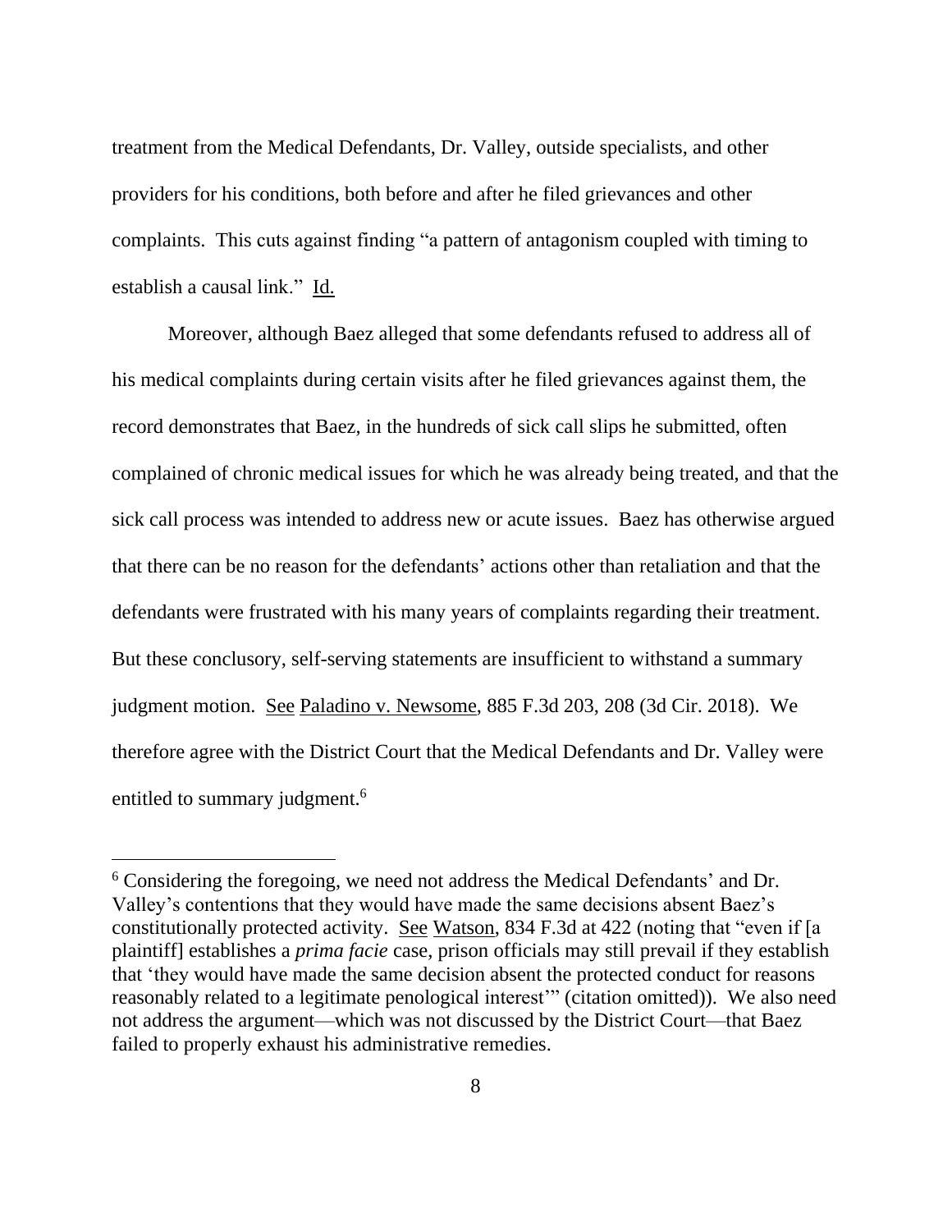treatment from the Medical Defendants, Dr. Valley, outside specialists, and other providers for his conditions, both before and after he filed grievances and other complaints. This cuts against finding "a pattern of antagonism coupled with timing to establish a causal link." Id.

Moreover, although Baez alleged that some defendants refused to address all of his medical complaints during certain visits after he filed grievances against them, the record demonstrates that Baez, in the hundreds of sick call slips he submitted, often complained of chronic medical issues for which he was already being treated, and that the sick call process was intended to address new or acute issues. Baez has otherwise argued that there can be no reason for the defendants' actions other than retaliation and that the defendants were frustrated with his many years of complaints regarding their treatment. But these conclusory, self-serving statements are insufficient to withstand a summary judgment motion. See Paladino v. Newsome, 885 F.3d 203, 208 (3d Cir. 2018). We therefore agree with the District Court that the Medical Defendants and Dr. Valley were entitled to summary judgment.[6]

---

[6] Considering the foregoing, we need not address the Medical Defendants' and Dr. Valley's contentions that they would have made the same decisions absent Baez's constitutionally protected activity. See Watson, 834 F.3d at 422 (noting that "even if [a plaintiff] establishes a *prima facie* case, prison officials may still prevail if they establish that 'they would have made the same decision absent the protected conduct for reasons reasonably related to a legitimate penological interest'" (citation omitted)). We also need not address the argument—which was not discussed by the District Court—that Baez failed to properly exhaust his administrative remedies.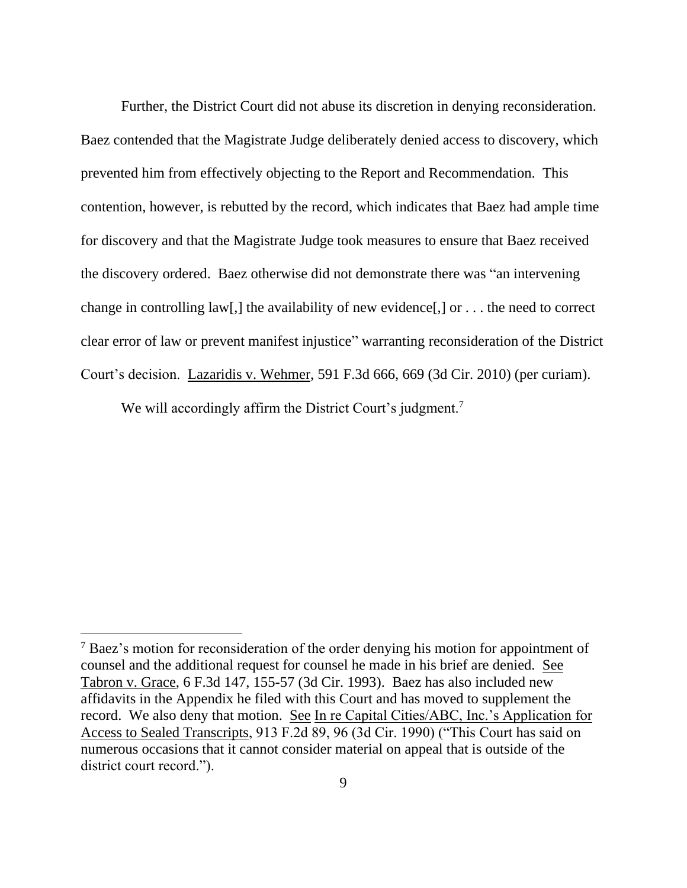Further, the District Court did not abuse its discretion in denying reconsideration. Baez contended that the Magistrate Judge deliberately denied access to discovery, which prevented him from effectively objecting to the Report and Recommendation. This contention, however, is rebutted by the record, which indicates that Baez had ample time for discovery and that the Magistrate Judge took measures to ensure that Baez received the discovery ordered. Baez otherwise did not demonstrate there was "an intervening change in controlling law[,] the availability of new evidence[,] or . . . the need to correct clear error of law or prevent manifest injustice" warranting reconsideration of the District Court's decision. Lazaridis v. Wehmer, 591 F.3d 666, 669 (3d Cir. 2010) (per curiam).

We will accordingly affirm the District Court's judgment.[7]

---

[7] Baez's motion for reconsideration of the order denying his motion for appointment of counsel and the additional request for counsel he made in his brief are denied. See Tabron v. Grace, 6 F.3d 147, 155-57 (3d Cir. 1993). Baez has also included new affidavits in the Appendix he filed with this Court and has moved to supplement the record. We also deny that motion. See In re Capital Cities/ABC, Inc.'s Application for Access to Sealed Transcripts, 913 F.2d 89, 96 (3d Cir. 1990) ("This Court has said on numerous occasions that it cannot consider material on appeal that is outside of the district court record.").